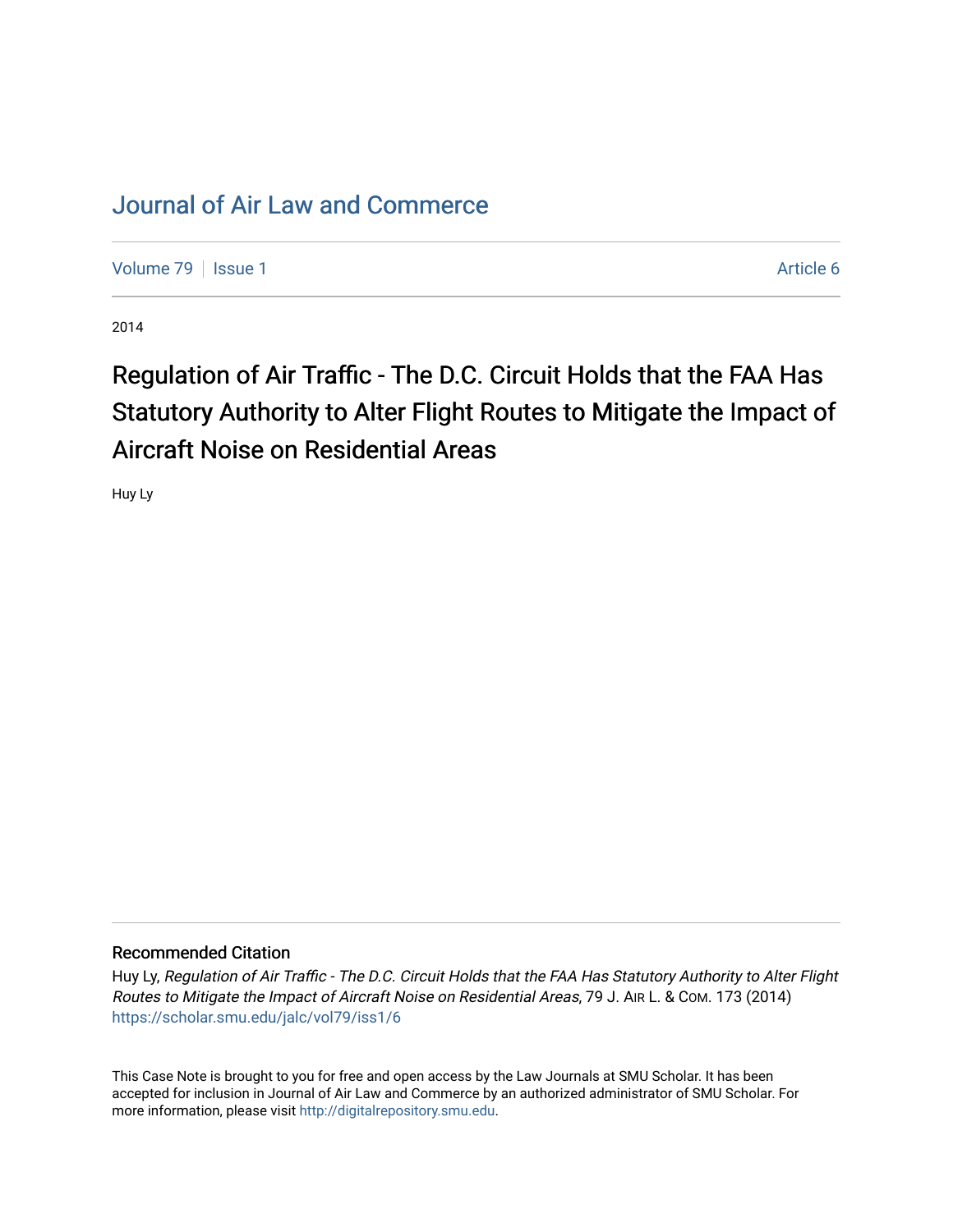# Journal of Air Law and Commerce

Volume 79 | Issue 1 | Article 6

2014

## Regulation of Air Traffic - The D.C. Circuit Holds that the FAA Has Statutory Authority to Alter Flight Routes to Mitigate the Impact of Aircraft Noise on Residential Areas

Huy Ly

### Recommended Citation

Huy Ly, *Regulation of Air Traffic - The D.C. Circuit Holds that the FAA Has Statutory Authority to Alter Flight Routes to Mitigate the Impact of Aircraft Noise on Residential Areas*, 79 J. Air L. & Com. 173 (2014)
https://scholar.smu.edu/jalc/vol79/iss1/6

This Case Note is brought to you for free and open access by the Law Journals at SMU Scholar. It has been accepted for inclusion in Journal of Air Law and Commerce by an authorized administrator of SMU Scholar. For more information, please visit http://digitalrepository.smu.edu.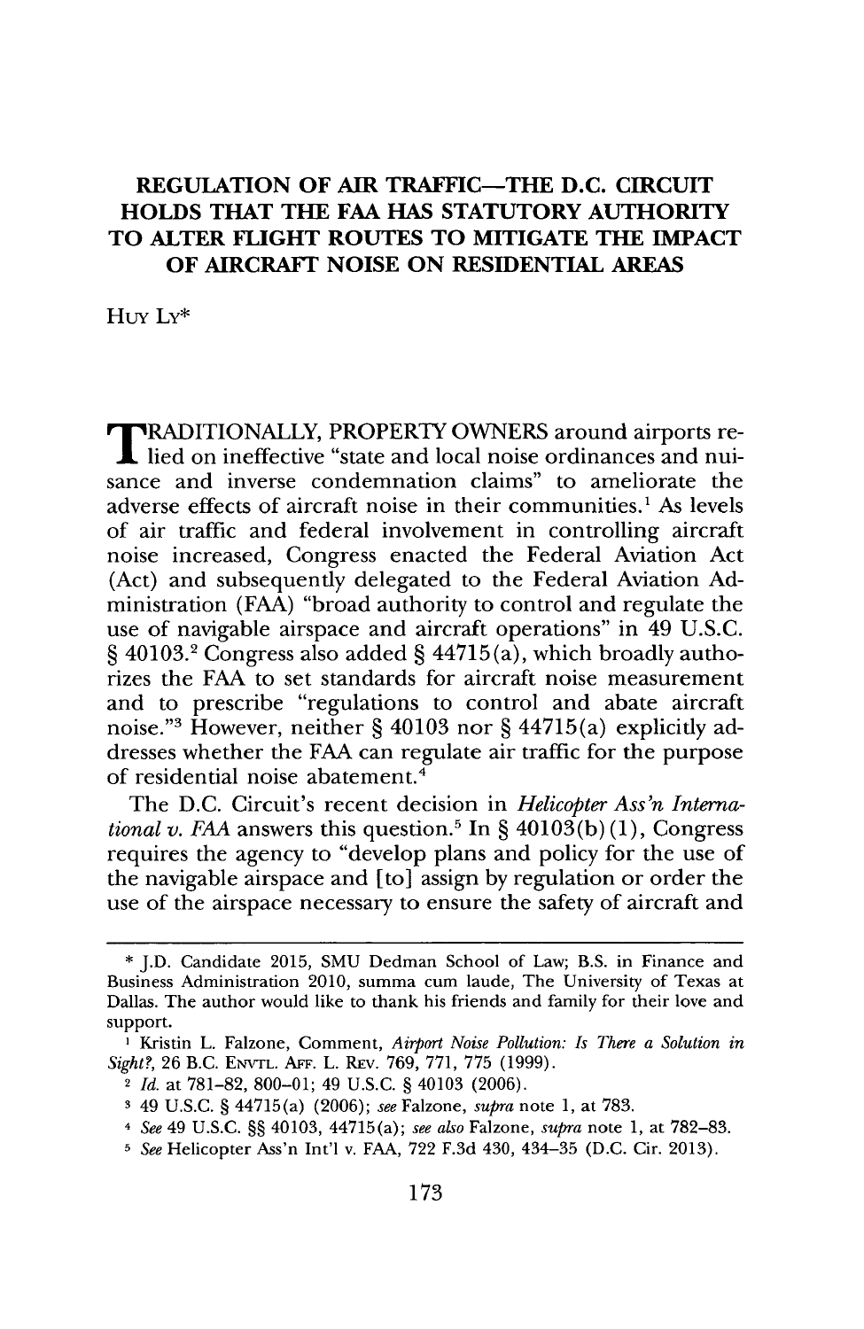# REGULATION OF AIR TRAFFIC—THE D.C. CIRCUIT HOLDS THAT THE FAA HAS STATUTORY AUTHORITY TO ALTER FLIGHT ROUTES TO MITIGATE THE IMPACT OF AIRCRAFT NOISE ON RESIDENTIAL AREAS

HUY LY*

TRADITIONALLY, PROPERTY OWNERS around airports relied on ineffective "state and local noise ordinances and nuisance and inverse condemnation claims" to ameliorate the adverse effects of aircraft noise in their communities.[1] As levels of air traffic and federal involvement in controlling aircraft noise increased, Congress enacted the Federal Aviation Act (Act) and subsequently delegated to the Federal Aviation Administration (FAA) "broad authority to control and regulate the use of navigable airspace and aircraft operations" in 49 U.S.C. § 40103.[2] Congress also added § 44715(a), which broadly authorizes the FAA to set standards for aircraft noise measurement and to prescribe "regulations to control and abate aircraft noise."[3] However, neither § 40103 nor § 44715(a) explicitly addresses whether the FAA can regulate air traffic for the purpose of residential noise abatement.[4]

The D.C. Circuit's recent decision in *Helicopter Ass'n International v. FAA* answers this question.[5] In § 40103(b)(1), Congress requires the agency to "develop plans and policy for the use of the navigable airspace and [to] assign by regulation or order the use of the airspace necessary to ensure the safety of aircraft and

---

\* J.D. Candidate 2015, SMU Dedman School of Law; B.S. in Finance and Business Administration 2010, summa cum laude, The University of Texas at Dallas. The author would like to thank his friends and family for their love and support.

[1] Kristin L. Falzone, Comment, *Airport Noise Pollution: Is There a Solution in Sight?*, 26 B.C. ENVTL. AFF. L. REV. 769, 771, 775 (1999).

[2] *Id.* at 781–82, 800–01; 49 U.S.C. § 40103 (2006).

[3] 49 U.S.C. § 44715(a) (2006); *see* Falzone, *supra* note 1, at 783.

[4] *See* 49 U.S.C. §§ 40103, 44715(a); *see also* Falzone, *supra* note 1, at 782–83.

[5] *See* Helicopter Ass'n Int'l v. FAA, 722 F.3d 430, 434–35 (D.C. Cir. 2013).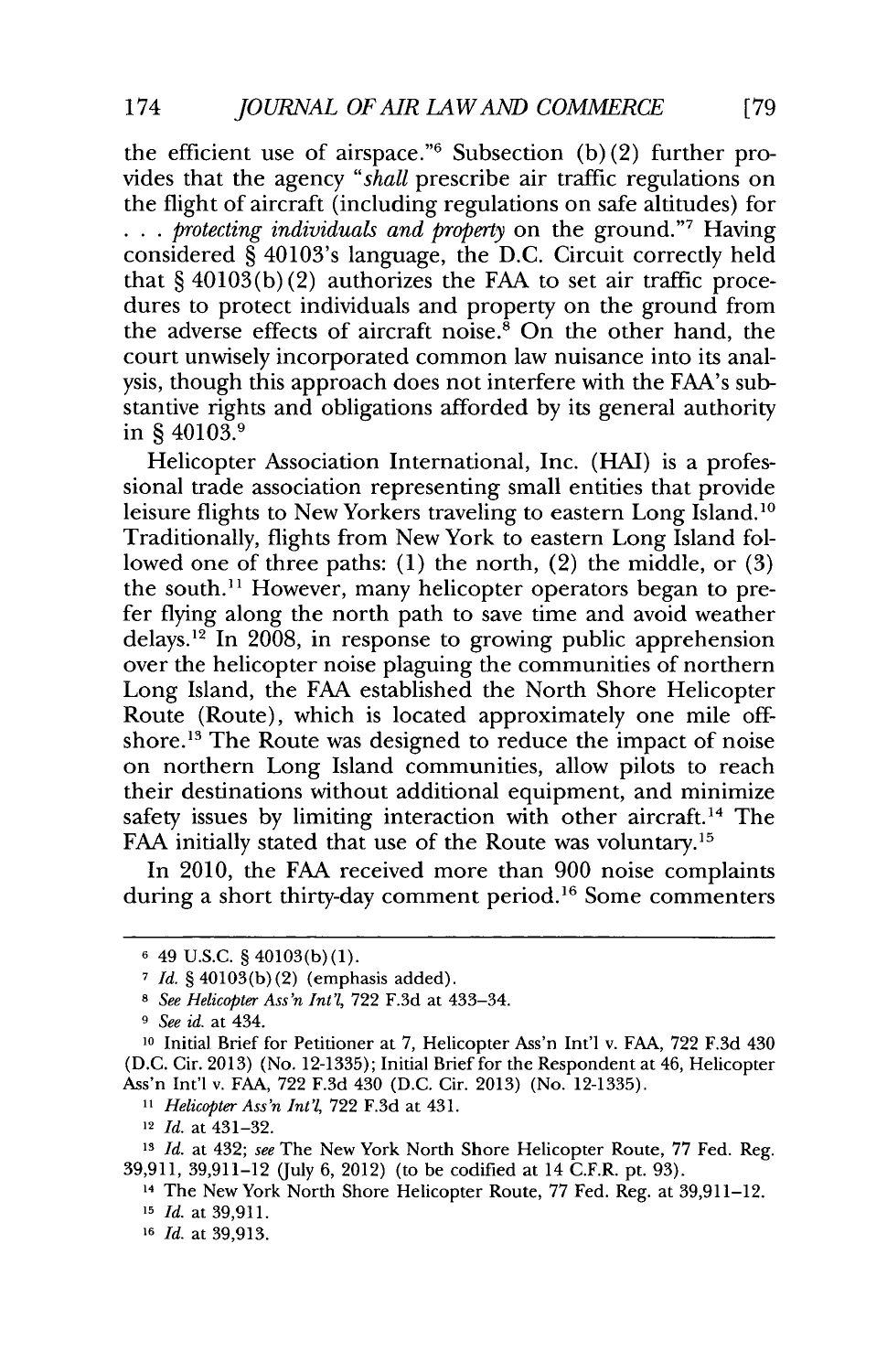the efficient use of airspace."[6] Subsection (b)(2) further provides that the agency "*shall* prescribe air traffic regulations on the flight of aircraft (including regulations on safe altitudes) for . . . *protecting individuals and property* on the ground."[7] Having considered § 40103's language, the D.C. Circuit correctly held that § 40103(b)(2) authorizes the FAA to set air traffic procedures to protect individuals and property on the ground from the adverse effects of aircraft noise.[8] On the other hand, the court unwisely incorporated common law nuisance into its analysis, though this approach does not interfere with the FAA's substantive rights and obligations afforded by its general authority in § 40103.[9]

Helicopter Association International, Inc. (HAI) is a professional trade association representing small entities that provide leisure flights to New Yorkers traveling to eastern Long Island.[10] Traditionally, flights from New York to eastern Long Island followed one of three paths: (1) the north, (2) the middle, or (3) the south.[11] However, many helicopter operators began to prefer flying along the north path to save time and avoid weather delays.[12] In 2008, in response to growing public apprehension over the helicopter noise plaguing the communities of northern Long Island, the FAA established the North Shore Helicopter Route (Route), which is located approximately one mile offshore.[13] The Route was designed to reduce the impact of noise on northern Long Island communities, allow pilots to reach their destinations without additional equipment, and minimize safety issues by limiting interaction with other aircraft.[14] The FAA initially stated that use of the Route was voluntary.[15]

In 2010, the FAA received more than 900 noise complaints during a short thirty-day comment period.[16] Some commenters

---

[6] 49 U.S.C. § 40103(b)(1).

[7] *Id.* § 40103(b)(2) (emphasis added).

[8] *See Helicopter Ass'n Int'l*, 722 F.3d at 433–34.

[9] *See id.* at 434.

[10] Initial Brief for Petitioner at 7, Helicopter Ass'n Int'l v. FAA, 722 F.3d 430 (D.C. Cir. 2013) (No. 12-1335); Initial Brief for the Respondent at 46, Helicopter Ass'n Int'l v. FAA, 722 F.3d 430 (D.C. Cir. 2013) (No. 12-1335).

[11] *Helicopter Ass'n Int'l*, 722 F.3d at 431.

[12] *Id.* at 431–32.

[13] *Id.* at 432; *see* The New York North Shore Helicopter Route, 77 Fed. Reg. 39,911, 39,911–12 (July 6, 2012) (to be codified at 14 C.F.R. pt. 93).

[14] The New York North Shore Helicopter Route, 77 Fed. Reg. at 39,911–12.

[15] *Id.* at 39,911.

[16] *Id.* at 39,913.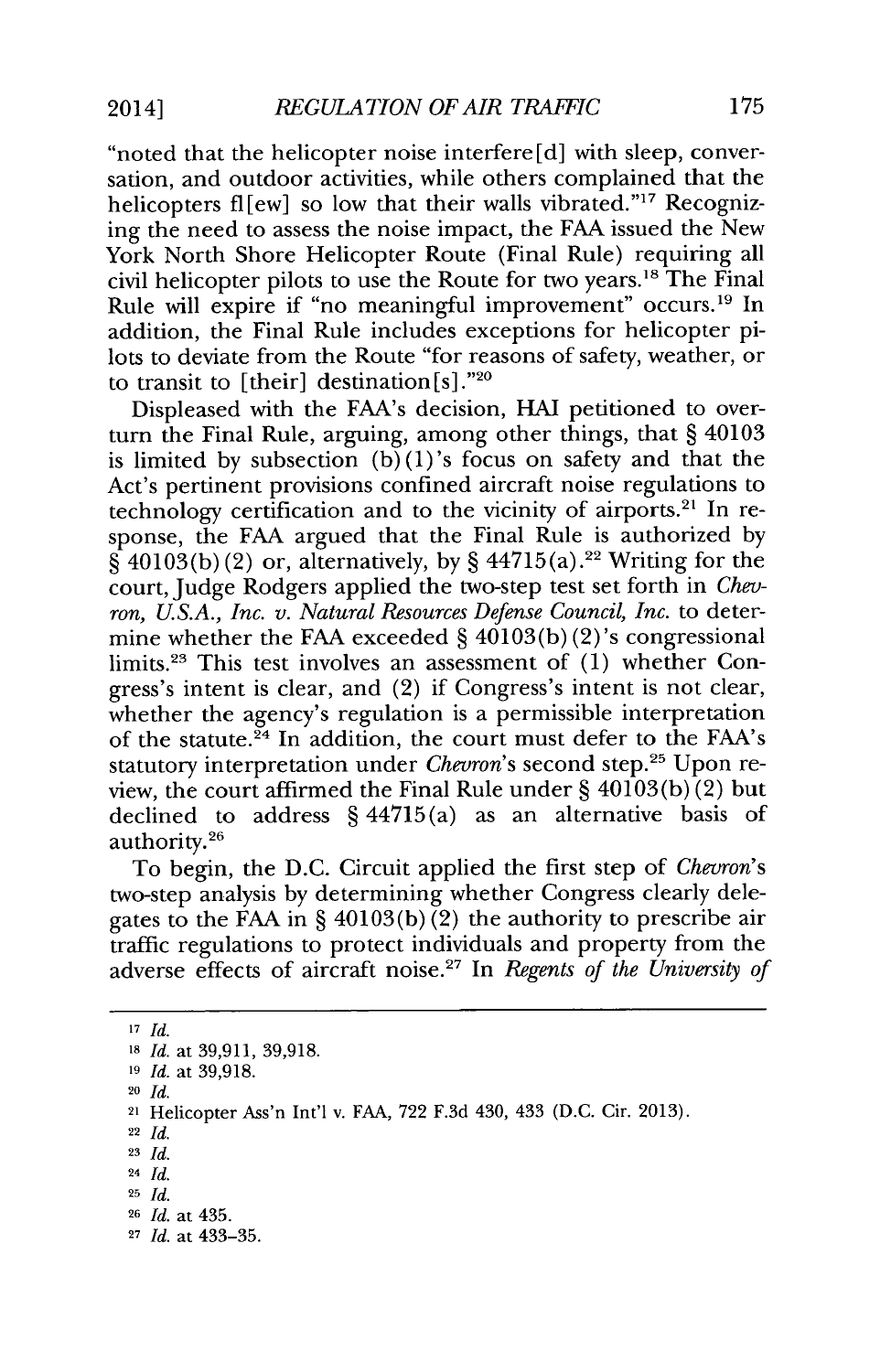"noted that the helicopter noise interfere[d] with sleep, conversation, and outdoor activities, while others complained that the helicopters fl[ew] so low that their walls vibrated."[17] Recognizing the need to assess the noise impact, the FAA issued the New York North Shore Helicopter Route (Final Rule) requiring all civil helicopter pilots to use the Route for two years.[18] The Final Rule will expire if "no meaningful improvement" occurs.[19] In addition, the Final Rule includes exceptions for helicopter pilots to deviate from the Route "for reasons of safety, weather, or to transit to [their] destination[s]."[20]

Displeased with the FAA's decision, HAI petitioned to overturn the Final Rule, arguing, among other things, that § 40103 is limited by subsection (b)(1)'s focus on safety and that the Act's pertinent provisions confined aircraft noise regulations to technology certification and to the vicinity of airports.[21] In response, the FAA argued that the Final Rule is authorized by § 40103(b)(2) or, alternatively, by § 44715(a).[22] Writing for the court, Judge Rodgers applied the two-step test set forth in *Chevron, U.S.A., Inc. v. Natural Resources Defense Council, Inc.* to determine whether the FAA exceeded § 40103(b)(2)'s congressional limits.[23] This test involves an assessment of (1) whether Congress's intent is clear, and (2) if Congress's intent is not clear, whether the agency's regulation is a permissible interpretation of the statute.[24] In addition, the court must defer to the FAA's statutory interpretation under *Chevron*'s second step.[25] Upon review, the court affirmed the Final Rule under § 40103(b)(2) but declined to address § 44715(a) as an alternative basis of authority.[26]

To begin, the D.C. Circuit applied the first step of *Chevron*'s two-step analysis by determining whether Congress clearly delegates to the FAA in § 40103(b)(2) the authority to prescribe air traffic regulations to protect individuals and property from the adverse effects of aircraft noise.[27] In *Regents of the University of*

---

[17] *Id.*

[18] *Id.* at 39,911, 39,918.

[19] *Id.* at 39,918.

[20] *Id.*

[21] Helicopter Ass'n Int'l v. FAA, 722 F.3d 430, 433 (D.C. Cir. 2013).

[22] *Id.*

[23] *Id.*

[24] *Id.*

[25] *Id.*

[26] *Id.* at 435.

[27] *Id.* at 433–35.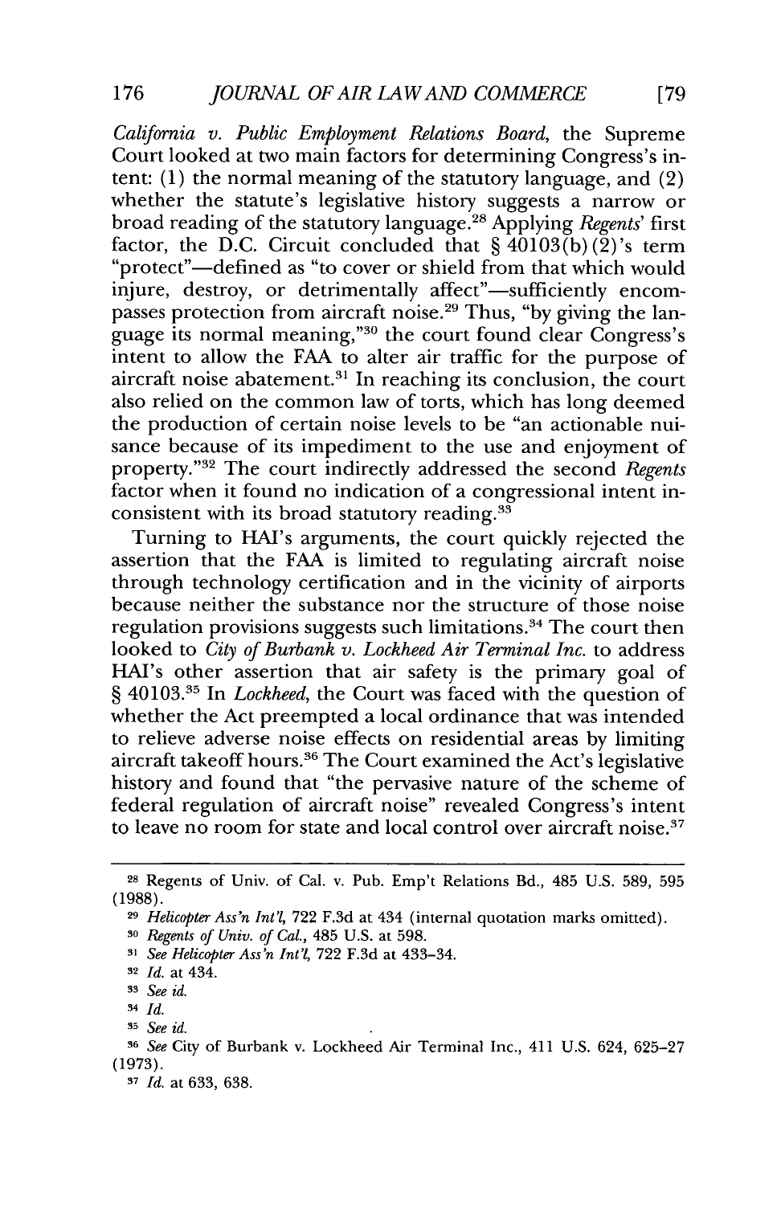*California v. Public Employment Relations Board*, the Supreme Court looked at two main factors for determining Congress's intent: (1) the normal meaning of the statutory language, and (2) whether the statute's legislative history suggests a narrow or broad reading of the statutory language.[28] Applying *Regents'* first factor, the D.C. Circuit concluded that § 40103(b)(2)'s term "protect"—defined as "to cover or shield from that which would injure, destroy, or detrimentally affect"—sufficiently encompasses protection from aircraft noise.[29] Thus, "by giving the language its normal meaning,"[30] the court found clear Congress's intent to allow the FAA to alter air traffic for the purpose of aircraft noise abatement.[31] In reaching its conclusion, the court also relied on the common law of torts, which has long deemed the production of certain noise levels to be "an actionable nuisance because of its impediment to the use and enjoyment of property."[32] The court indirectly addressed the second *Regents* factor when it found no indication of a congressional intent inconsistent with its broad statutory reading.[33]

Turning to HAI's arguments, the court quickly rejected the assertion that the FAA is limited to regulating aircraft noise through technology certification and in the vicinity of airports because neither the substance nor the structure of those noise regulation provisions suggests such limitations.[34] The court then looked to *City of Burbank v. Lockheed Air Terminal Inc.* to address HAI's other assertion that air safety is the primary goal of § 40103.[35] In *Lockheed*, the Court was faced with the question of whether the Act preempted a local ordinance that was intended to relieve adverse noise effects on residential areas by limiting aircraft takeoff hours.[36] The Court examined the Act's legislative history and found that "the pervasive nature of the scheme of federal regulation of aircraft noise" revealed Congress's intent to leave no room for state and local control over aircraft noise.[37]

---

[28] Regents of Univ. of Cal. v. Pub. Emp't Relations Bd., 485 U.S. 589, 595 (1988).

[29] *Helicopter Ass'n Int'l*, 722 F.3d at 434 (internal quotation marks omitted).

[30] *Regents of Univ. of Cal.*, 485 U.S. at 598.

[31] *See Helicopter Ass'n Int'l*, 722 F.3d at 433–34.

[32] *Id.* at 434.

[33] *See id.*

[34] *Id.*

[35] *See id.*

[36] *See* City of Burbank v. Lockheed Air Terminal Inc., 411 U.S. 624, 625–27 (1973).

[37] *Id.* at 633, 638.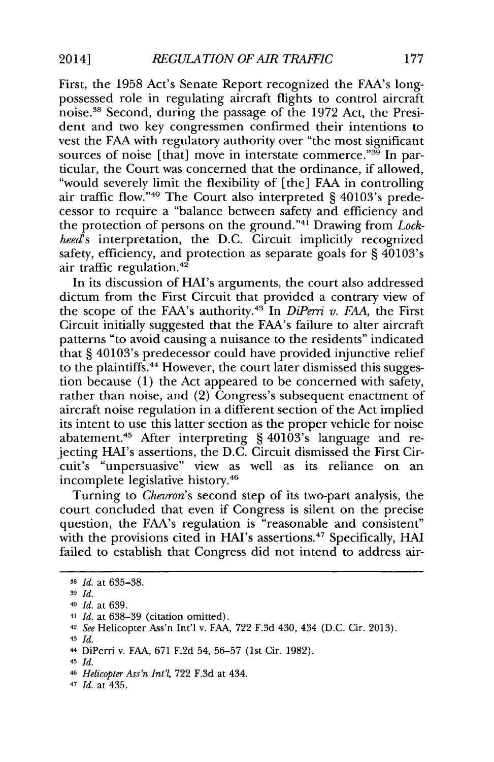First, the 1958 Act's Senate Report recognized the FAA's long-possessed role in regulating aircraft flights to control aircraft noise.[38] Second, during the passage of the 1972 Act, the President and two key congressmen confirmed their intentions to vest the FAA with regulatory authority over "the most significant sources of noise [that] move in interstate commerce."[39] In particular, the Court was concerned that the ordinance, if allowed, "would severely limit the flexibility of [the] FAA in controlling air traffic flow."[40] The Court also interpreted § 40103's predecessor to require a "balance between safety and efficiency and the protection of persons on the ground."[41] Drawing from *Lockheed*'s interpretation, the D.C. Circuit implicitly recognized safety, efficiency, and protection as separate goals for § 40103's air traffic regulation.[42]

In its discussion of HAI's arguments, the court also addressed dictum from the First Circuit that provided a contrary view of the scope of the FAA's authority.[43] In *DiPerri v. FAA*, the First Circuit initially suggested that the FAA's failure to alter aircraft patterns "to avoid causing a nuisance to the residents" indicated that § 40103's predecessor could have provided injunctive relief to the plaintiffs.[44] However, the court later dismissed this suggestion because (1) the Act appeared to be concerned with safety, rather than noise, and (2) Congress's subsequent enactment of aircraft noise regulation in a different section of the Act implied its intent to use this latter section as the proper vehicle for noise abatement.[45] After interpreting § 40103's language and rejecting HAI's assertions, the D.C. Circuit dismissed the First Circuit's "unpersuasive" view as well as its reliance on an incomplete legislative history.[46]

Turning to *Chevron*'s second step of its two-part analysis, the court concluded that even if Congress is silent on the precise question, the FAA's regulation is "reasonable and consistent" with the provisions cited in HAI's assertions.[47] Specifically, HAI failed to establish that Congress did not intend to address air-

---

[38] *Id.* at 635–38.

[39] *Id.*

[40] *Id.* at 639.

[41] *Id.* at 638–39 (citation omitted).

[42] *See* Helicopter Ass'n Int'l v. FAA, 722 F.3d 430, 434 (D.C. Cir. 2013).

[43] *Id.*

[44] DiPerri v. FAA, 671 F.2d 54, 56–57 (1st Cir. 1982).

[45] *Id.*

[46] *Helicopter Ass'n Int'l*, 722 F.3d at 434.

[47] *Id.* at 435.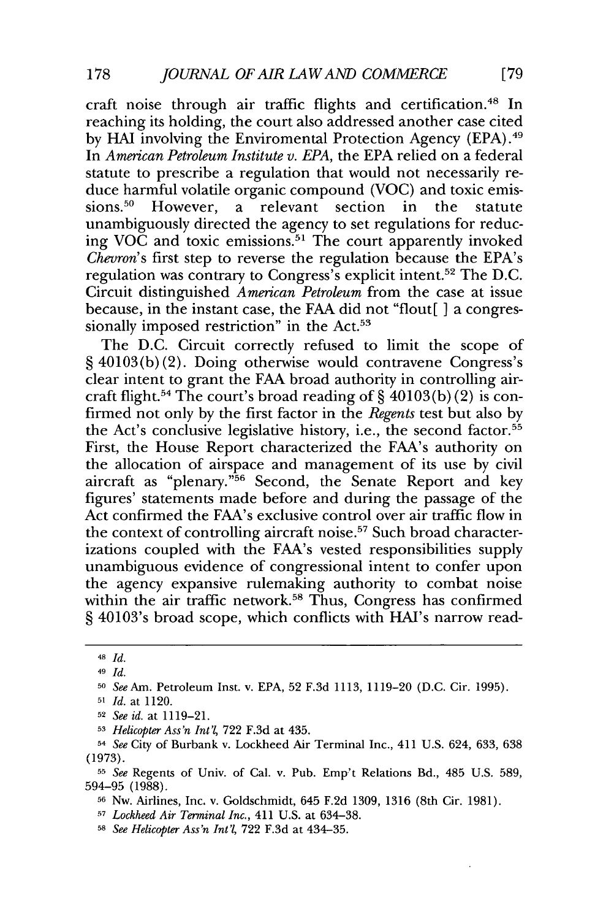craft noise through air traffic flights and certification.[48] In reaching its holding, the court also addressed another case cited by HAI involving the Enviromental Protection Agency (EPA).[49] In *American Petroleum Institute v. EPA*, the EPA relied on a federal statute to prescribe a regulation that would not necessarily reduce harmful volatile organic compound (VOC) and toxic emissions.[50] However, a relevant section in the statute unambiguously directed the agency to set regulations for reducing VOC and toxic emissions.[51] The court apparently invoked *Chevron*'s first step to reverse the regulation because the EPA's regulation was contrary to Congress's explicit intent.[52] The D.C. Circuit distinguished *American Petroleum* from the case at issue because, in the instant case, the FAA did not "flout[ ] a congressionally imposed restriction" in the Act.[53]

The D.C. Circuit correctly refused to limit the scope of § 40103(b)(2). Doing otherwise would contravene Congress's clear intent to grant the FAA broad authority in controlling aircraft flight.[54] The court's broad reading of § 40103(b)(2) is confirmed not only by the first factor in the *Regents* test but also by the Act's conclusive legislative history, i.e., the second factor.[55] First, the House Report characterized the FAA's authority on the allocation of airspace and management of its use by civil aircraft as "plenary."[56] Second, the Senate Report and key figures' statements made before and during the passage of the Act confirmed the FAA's exclusive control over air traffic flow in the context of controlling aircraft noise.[57] Such broad characterizations coupled with the FAA's vested responsibilities supply unambiguous evidence of congressional intent to confer upon the agency expansive rulemaking authority to combat noise within the air traffic network.[58] Thus, Congress has confirmed § 40103's broad scope, which conflicts with HAI's narrow read-

---

[48] *Id.*

[49] *Id.*

[50] *See* Am. Petroleum Inst. v. EPA, 52 F.3d 1113, 1119–20 (D.C. Cir. 1995).

[51] *Id.* at 1120.

[52] *See id.* at 1119–21.

[53] *Helicopter Ass'n Int'l*, 722 F.3d at 435.

[54] *See* City of Burbank v. Lockheed Air Terminal Inc., 411 U.S. 624, 633, 638 (1973).

[55] *See* Regents of Univ. of Cal. v. Pub. Emp't Relations Bd., 485 U.S. 589, 594–95 (1988).

[56] Nw. Airlines, Inc. v. Goldschmidt, 645 F.2d 1309, 1316 (8th Cir. 1981).

[57] *Lockheed Air Terminal Inc.*, 411 U.S. at 634–38.

[58] *See Helicopter Ass'n Int'l*, 722 F.3d at 434–35.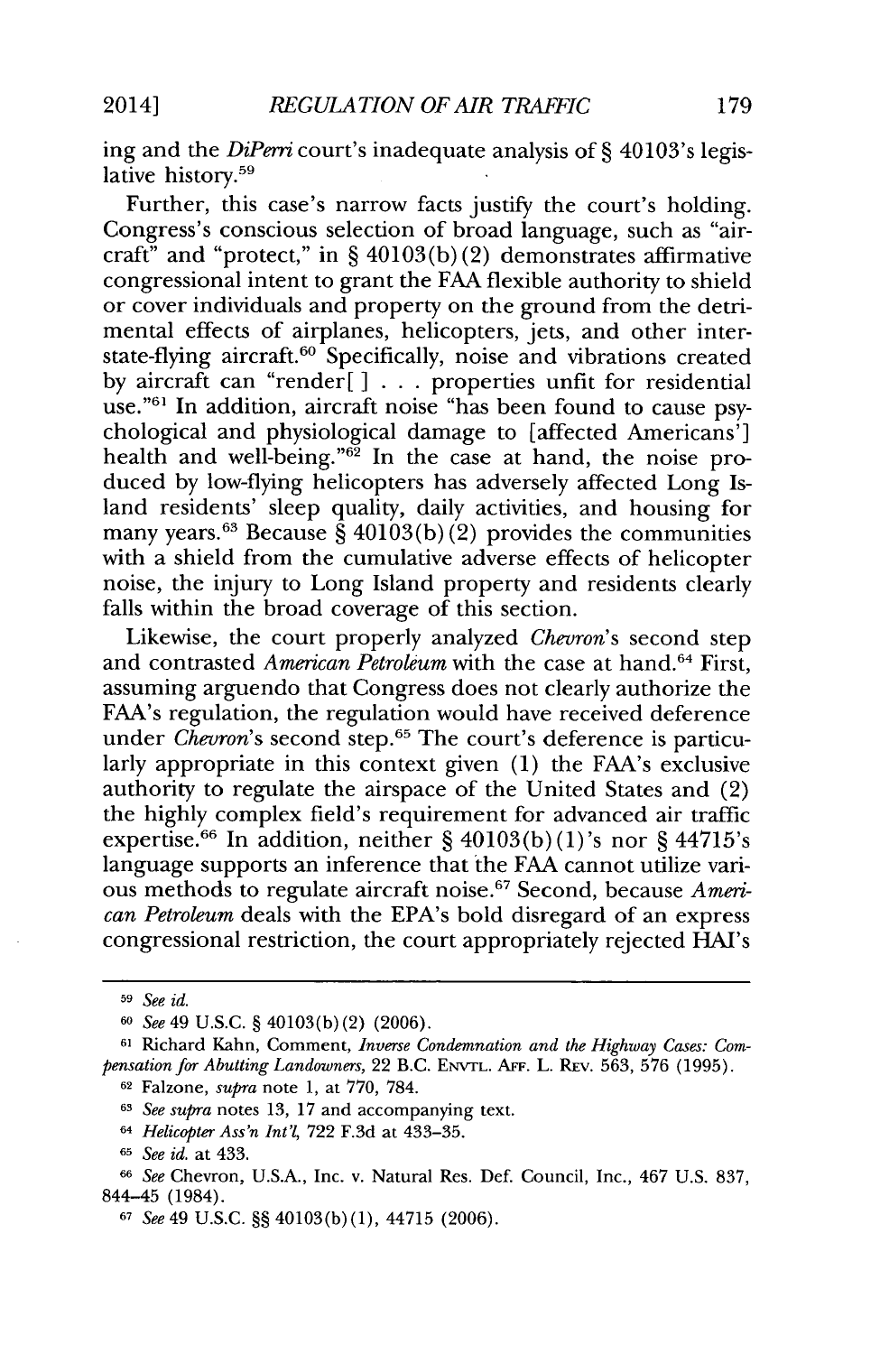ing and the *DiPerri* court's inadequate analysis of § 40103's legislative history.[59]

Further, this case's narrow facts justify the court's holding. Congress's conscious selection of broad language, such as "aircraft" and "protect," in § 40103(b)(2) demonstrates affirmative congressional intent to grant the FAA flexible authority to shield or cover individuals and property on the ground from the detrimental effects of airplanes, helicopters, jets, and other interstate-flying aircraft.[60] Specifically, noise and vibrations created by aircraft can "render[ ] . . . properties unfit for residential use."[61] In addition, aircraft noise "has been found to cause psychological and physiological damage to [affected Americans'] health and well-being."[62] In the case at hand, the noise produced by low-flying helicopters has adversely affected Long Island residents' sleep quality, daily activities, and housing for many years.[63] Because § 40103(b)(2) provides the communities with a shield from the cumulative adverse effects of helicopter noise, the injury to Long Island property and residents clearly falls within the broad coverage of this section.

Likewise, the court properly analyzed *Chevron*'s second step and contrasted *American Petroleum* with the case at hand.[64] First, assuming arguendo that Congress does not clearly authorize the FAA's regulation, the regulation would have received deference under *Chevron*'s second step.[65] The court's deference is particularly appropriate in this context given (1) the FAA's exclusive authority to regulate the airspace of the United States and (2) the highly complex field's requirement for advanced air traffic expertise.[66] In addition, neither § 40103(b)(1)'s nor § 44715's language supports an inference that the FAA cannot utilize various methods to regulate aircraft noise.[67] Second, because *American Petroleum* deals with the EPA's bold disregard of an express congressional restriction, the court appropriately rejected HAI's

---

[59] *See id.*

[60] *See* 49 U.S.C. § 40103(b)(2) (2006).

[61] Richard Kahn, Comment, *Inverse Condemnation and the Highway Cases: Compensation for Abutting Landowners*, 22 B.C. ENVTL. AFF. L. REV. 563, 576 (1995).

[62] Falzone, *supra* note 1, at 770, 784.

[63] *See supra* notes 13, 17 and accompanying text.

[64] *Helicopter Ass'n Int'l*, 722 F.3d at 433–35.

[65] *See id.* at 433.

[66] *See* Chevron, U.S.A., Inc. v. Natural Res. Def. Council, Inc., 467 U.S. 837, 844–45 (1984).

[67] *See* 49 U.S.C. §§ 40103(b)(1), 44715 (2006).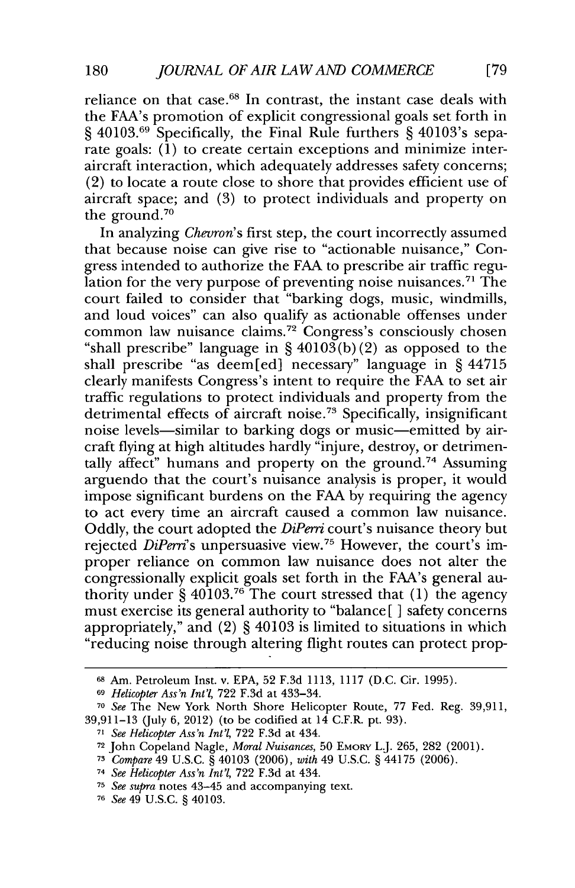reliance on that case.[68] In contrast, the instant case deals with the FAA's promotion of explicit congressional goals set forth in § 40103.[69] Specifically, the Final Rule furthers § 40103's separate goals: (1) to create certain exceptions and minimize inter-aircraft interaction, which adequately addresses safety concerns; (2) to locate a route close to shore that provides efficient use of aircraft space; and (3) to protect individuals and property on the ground.[70]

In analyzing *Chevron*'s first step, the court incorrectly assumed that because noise can give rise to "actionable nuisance," Congress intended to authorize the FAA to prescribe air traffic regulation for the very purpose of preventing noise nuisances.[71] The court failed to consider that "barking dogs, music, windmills, and loud voices" can also qualify as actionable offenses under common law nuisance claims.[72] Congress's consciously chosen "shall prescribe" language in § 40103(b)(2) as opposed to the shall prescribe "as deem[ed] necessary" language in § 44715 clearly manifests Congress's intent to require the FAA to set air traffic regulations to protect individuals and property from the detrimental effects of aircraft noise.[73] Specifically, insignificant noise levels—similar to barking dogs or music—emitted by aircraft flying at high altitudes hardly "injure, destroy, or detrimentally affect" humans and property on the ground.[74] Assuming arguendo that the court's nuisance analysis is proper, it would impose significant burdens on the FAA by requiring the agency to act every time an aircraft caused a common law nuisance. Oddly, the court adopted the *DiPerri* court's nuisance theory but rejected *DiPerri*'s unpersuasive view.[75] However, the court's improper reliance on common law nuisance does not alter the congressionally explicit goals set forth in the FAA's general authority under § 40103.[76] The court stressed that (1) the agency must exercise its general authority to "balance[ ] safety concerns appropriately," and (2) § 40103 is limited to situations in which "reducing noise through altering flight routes can protect prop-

---

[68] Am. Petroleum Inst. v. EPA, 52 F.3d 1113, 1117 (D.C. Cir. 1995).

[69] *Helicopter Ass'n Int'l*, 722 F.3d at 433–34.

[70] *See* The New York North Shore Helicopter Route, 77 Fed. Reg. 39,911, 39,911–13 (July 6, 2012) (to be codified at 14 C.F.R. pt. 93).

[71] *See Helicopter Ass'n Int'l*, 722 F.3d at 434.

[72] John Copeland Nagle, *Moral Nuisances*, 50 EMORY L.J. 265, 282 (2001).

[73] *Compare* 49 U.S.C. § 40103 (2006), *with* 49 U.S.C. § 44175 (2006).

[74] *See Helicopter Ass'n Int'l*, 722 F.3d at 434.

[75] *See supra* notes 43–45 and accompanying text.

[76] *See* 49 U.S.C. § 40103.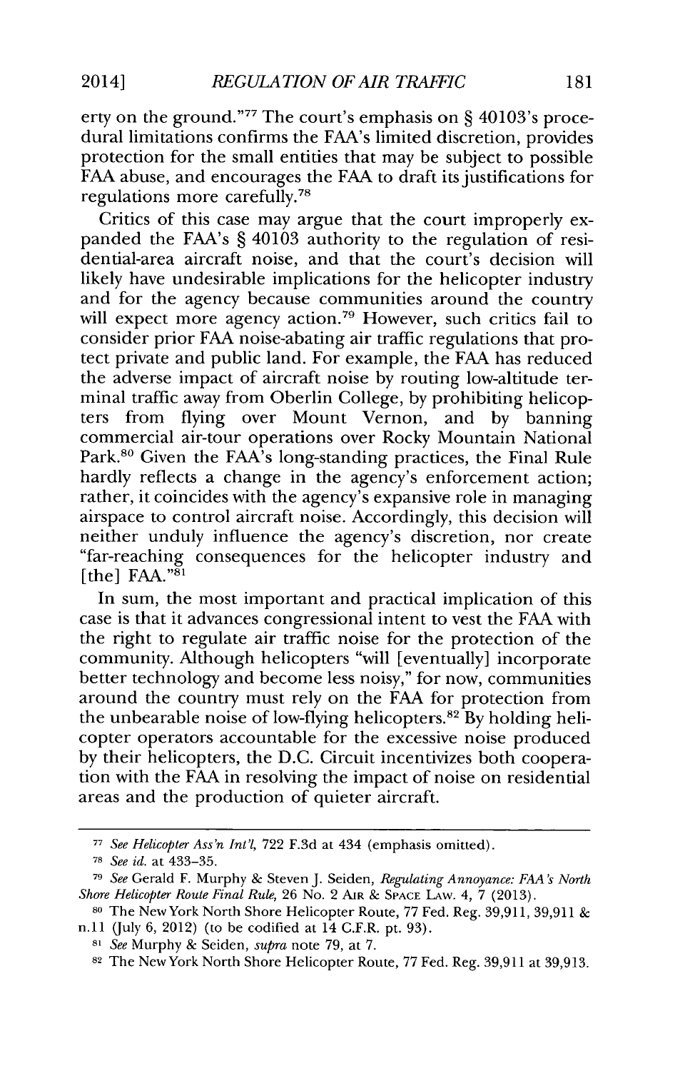erty on the ground."[77] The court's emphasis on § 40103's procedural limitations confirms the FAA's limited discretion, provides protection for the small entities that may be subject to possible FAA abuse, and encourages the FAA to draft its justifications for regulations more carefully.[78]

Critics of this case may argue that the court improperly expanded the FAA's § 40103 authority to the regulation of residential-area aircraft noise, and that the court's decision will likely have undesirable implications for the helicopter industry and for the agency because communities around the country will expect more agency action.[79] However, such critics fail to consider prior FAA noise-abating air traffic regulations that protect private and public land. For example, the FAA has reduced the adverse impact of aircraft noise by routing low-altitude terminal traffic away from Oberlin College, by prohibiting helicopters from flying over Mount Vernon, and by banning commercial air-tour operations over Rocky Mountain National Park.[80] Given the FAA's long-standing practices, the Final Rule hardly reflects a change in the agency's enforcement action; rather, it coincides with the agency's expansive role in managing airspace to control aircraft noise. Accordingly, this decision will neither unduly influence the agency's discretion, nor create "far-reaching consequences for the helicopter industry and [the] FAA."[81]

In sum, the most important and practical implication of this case is that it advances congressional intent to vest the FAA with the right to regulate air traffic noise for the protection of the community. Although helicopters "will [eventually] incorporate better technology and become less noisy," for now, communities around the country must rely on the FAA for protection from the unbearable noise of low-flying helicopters.[82] By holding helicopter operators accountable for the excessive noise produced by their helicopters, the D.C. Circuit incentivizes both cooperation with the FAA in resolving the impact of noise on residential areas and the production of quieter aircraft.

---

[77] *See Helicopter Ass'n Int'l*, 722 F.3d at 434 (emphasis omitted).

[78] *See id.* at 433–35.

[79] *See* Gerald F. Murphy & Steven J. Seiden, *Regulating Annoyance: FAA's North Shore Helicopter Route Final Rule*, 26 No. 2 Air & Space Law. 4, 7 (2013).

[80] The New York North Shore Helicopter Route, 77 Fed. Reg. 39,911, 39,911 & n.11 (July 6, 2012) (to be codified at 14 C.F.R. pt. 93).

[81] *See* Murphy & Seiden, *supra* note 79, at 7.

[82] The New York North Shore Helicopter Route, 77 Fed. Reg. 39,911 at 39,913.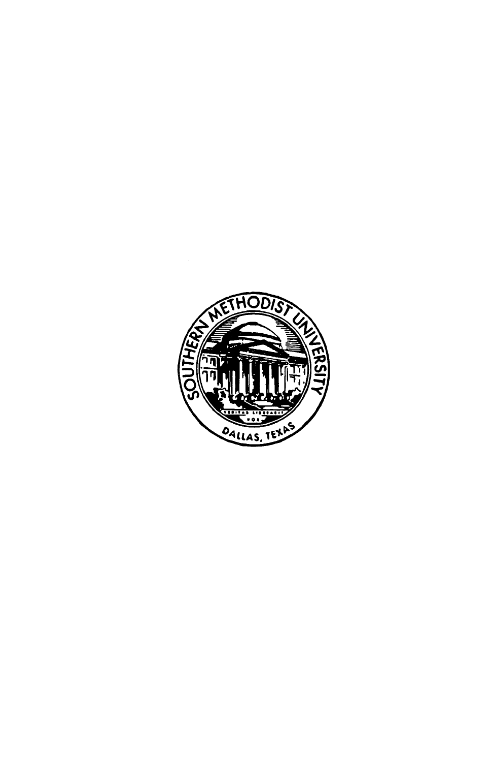SOUTHERN METHODIST UNIVERSITY

VERITAS LIBERABIT VOS

DALLAS, TEXAS